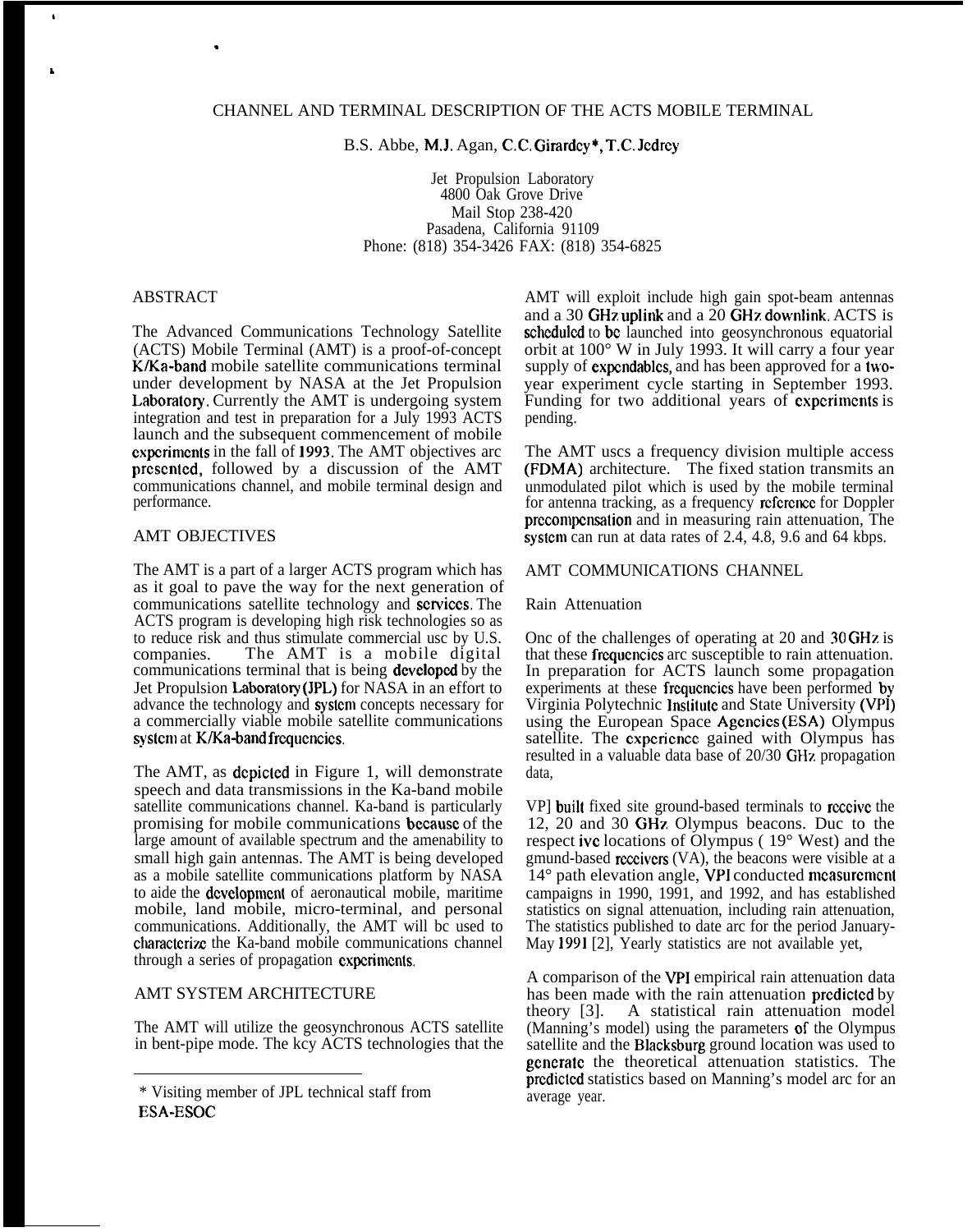# CHANNEL AND TERMINAL DESCRIPTION OF THE ACTS MOBILE TERMINAL

B.S. Abbe, M.J. Agan, C.C. Girardey*, T.C. Jedrey

Jet Propulsion Laboratory
4800 Oak Grove Drive
Mail Stop 238-420
Pasadena, California 91109
Phone: (818) 354-3426 FAX: (818) 354-6825

## ABSTRACT

The Advanced Communications Technology Satellite (ACTS) Mobile Terminal (AMT) is a proof-of-concept K/Ka-band mobile satellite communications terminal under development by NASA at the Jet Propulsion Laboratory. Currently the AMT is undergoing system integration and test in preparation for a July 1993 ACTS launch and the subsequent commencement of mobile experiments in the fall of 1993. The AMT objectives are presented, followed by a discussion of the AMT communications channel, and mobile terminal design and performance.

## AMT OBJECTIVES

The AMT is a part of a larger ACTS program which has as it goal to pave the way for the next generation of communications satellite technology and services. The ACTS program is developing high risk technologies so as to reduce risk and thus stimulate commercial use by U.S. companies. The AMT is a mobile digital communications terminal that is being developed by the Jet Propulsion Laboratory (JPL) for NASA in an effort to advance the technology and system concepts necessary for a commercially viable mobile satellite communications system at K/Ka-band frequencies.

The AMT, as depicted in Figure 1, will demonstrate speech and data transmissions in the Ka-band mobile satellite communications channel. Ka-band is particularly promising for mobile communications because of the large amount of available spectrum and the amenability to small high gain antennas. The AMT is being developed as a mobile satellite communications platform by NASA to aide the development of aeronautical mobile, maritime mobile, land mobile, micro-terminal, and personal communications. Additionally, the AMT will be used to characterize the Ka-band mobile communications channel through a series of propagation experiments.

## AMT SYSTEM ARCHITECTURE

The AMT will utilize the geosynchronous ACTS satellite in bent-pipe mode. The key ACTS technologies that the AMT will exploit include high gain spot-beam antennas and a 30 GHz uplink and a 20 GHz downlink. ACTS is scheduled to be launched into geosynchronous equatorial orbit at 100° W in July 1993. It will carry a four year supply of expendables, and has been approved for a two-year experiment cycle starting in September 1993. Funding for two additional years of experiments is pending.

The AMT uses a frequency division multiple access (FDMA) architecture. The fixed station transmits an unmodulated pilot which is used by the mobile terminal for antenna tracking, as a frequency reference for Doppler precompensation and in measuring rain attenuation, The system can run at data rates of 2.4, 4.8, 9.6 and 64 kbps.

## AMT COMMUNICATIONS CHANNEL

### Rain Attenuation

One of the challenges of operating at 20 and 30 GHz is that these frequencies are susceptible to rain attenuation. In preparation for ACTS launch some propagation experiments at these frequencies have been performed by Virginia Polytechnic Institute and State University (VPI) using the European Space Agencies (ESA) Olympus satellite. The experience gained with Olympus has resulted in a valuable data base of 20/30 GHz propagation data,

VPI built fixed site ground-based terminals to receive the 12, 20 and 30 GHz Olympus beacons. Due to the respective locations of Olympus ( 19° West) and the ground-based receivers (VA), the beacons were visible at a 14° path elevation angle, VPI conducted measurement campaigns in 1990, 1991, and 1992, and has established statistics on signal attenuation, including rain attenuation, The statistics published to date are for the period January-May 1991 [2], Yearly statistics are not available yet,

A comparison of the VPI empirical rain attenuation data has been made with the rain attenuation predicted by theory [3]. A statistical rain attenuation model (Manning's model) using the parameters of the Olympus satellite and the Blacksburg ground location was used to generate the theoretical attenuation statistics. The predicted statistics based on Manning's model are for an average year.

* Visiting member of JPL technical staff from ESA-ESOC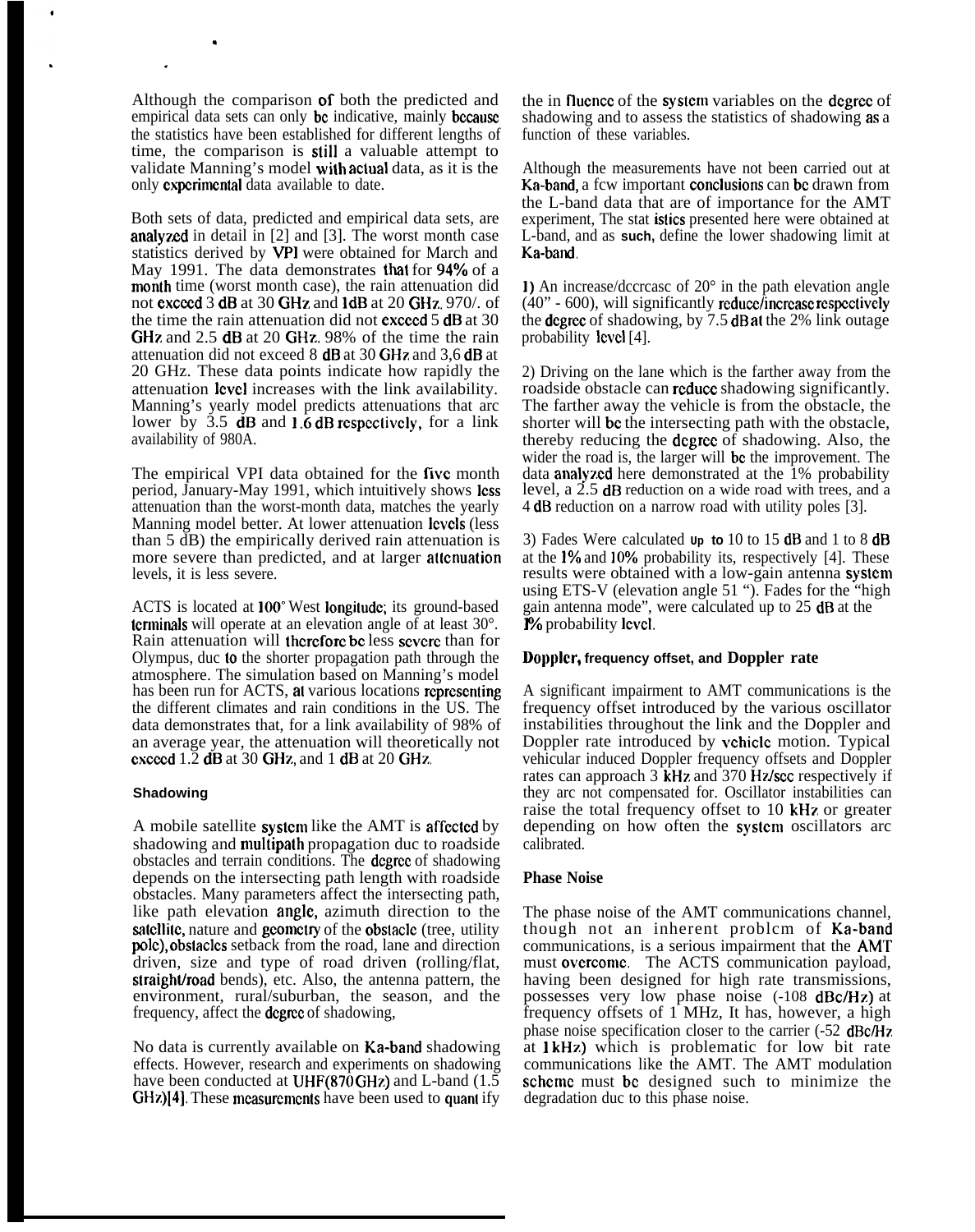Although the comparison of both the predicted and empirical data sets can only be indicative, mainly because the statistics have been established for different lengths of time, the comparison is still a valuable attempt to validate Manning's model with actual data, as it is the only experimental data available to date.

Both sets of data, predicted and empirical data sets, are analyzed in detail in [2] and [3]. The worst month case statistics derived by VPI were obtained for March and May 1991. The data demonstrates that for 94% of a month time (worst month case), the rain attenuation did not exceed 3 dB at 30 GHz and 1dB at 20 GHz. 970/. of the time the rain attenuation did not exceed 5 dB at 30 GHz and 2.5 dB at 20 GHz. 98% of the time the rain attenuation did not exceed 8 dB at 30 GHz and 3,6 dB at 20 GHz. These data points indicate how rapidly the attenuation level increases with the link availability. Manning's yearly model predicts attenuations that are lower by 3.5 dB and 1.6 dB respectively, for a link availability of 980A.

The empirical VPI data obtained for the five month period, January-May 1991, which intuitively shows less attenuation than the worst-month data, matches the yearly Manning model better. At lower attenuation levels (less than 5 dB) the empirically derived rain attenuation is more severe than predicted, and at larger attenuation levels, it is less severe.

ACTS is located at 100° West longitude; its ground-based terminals will operate at an elevation angle of at least 30°. Rain attenuation will therefore be less severe than for Olympus, due to the shorter propagation path through the atmosphere. The simulation based on Manning's model has been run for ACTS, at various locations representing the different climates and rain conditions in the US. The data demonstrates that, for a link availability of 98% of an average year, the attenuation will theoretically not exceed 1.2 dB at 30 GHz, and 1 dB at 20 GHz.

#### Shadowing

A mobile satellite system like the AMT is affected by shadowing and multipath propagation due to roadside obstacles and terrain conditions. The degree of shadowing depends on the intersecting path length with roadside obstacles. Many parameters affect the intersecting path, like path elevation angle, azimuth direction to the satellite, nature and geometry of the obstacle (tree, utility pole), obstacles setback from the road, lane and direction driven, size and type of road driven (rolling/flat, straight/road bends), etc. Also, the antenna pattern, the environment, rural/suburban, the season, and the frequency, affect the degree of shadowing,

No data is currently available on Ka-band shadowing effects. However, research and experiments on shadowing have been conducted at UHF(870 GHz) and L-band (1.5 GHz)[4]. These measurements have been used to quantify the influence of the system variables on the degree of shadowing and to assess the statistics of shadowing as a function of these variables.

Although the measurements have not been carried out at Ka-band, a few important conclusions can be drawn from the L-band data that are of importance for the AMT experiment, The statistics presented here were obtained at L-band, and as such, define the lower shadowing limit at Ka-band.

1) An increase/decrease of 20° in the path elevation angle (40" - 600), will significantly reduce/increase respectively the degree of shadowing, by 7.5 dB at the 2% link outage probability level [4].

2) Driving on the lane which is the farther away from the roadside obstacle can reduce shadowing significantly. The farther away the vehicle is from the obstacle, the shorter will be the intersecting path with the obstacle, thereby reducing the degree of shadowing. Also, the wider the road is, the larger will be the improvement. The data analyzed here demonstrated at the 1% probability level, a 2.5 dB reduction on a wide road with trees, and a 4 dB reduction on a narrow road with utility poles [3].

3) Fades Were calculated up to 10 to 15 dB and 1 to 8 dB at the 1% and 10% probability its, respectively [4]. These results were obtained with a low-gain antenna system using ETS-V (elevation angle 51 "). Fades for the "high gain antenna mode", were calculated up to 25 dB at the 1% probability level.

#### Doppler, frequency offset, and Doppler rate

A significant impairment to AMT communications is the frequency offset introduced by the various oscillator instabilities throughout the link and the Doppler and Doppler rate introduced by vehicle motion. Typical vehicular induced Doppler frequency offsets and Doppler rates can approach 3 kHz and 370 Hz/sec respectively if they are not compensated for. Oscillator instabilities can raise the total frequency offset to 10 kHz or greater depending on how often the system oscillators are calibrated.

#### Phase Noise

The phase noise of the AMT communications channel, though not an inherent problem of Ka-band communications, is a serious impairment that the AMT must overcome. The ACTS communication payload, having been designed for high rate transmissions, possesses very low phase noise (-108 dBc/Hz) at frequency offsets of 1 MHz, It has, however, a high phase noise specification closer to the carrier (-52 dBc/Hz at 1 kHz) which is problematic for low bit rate communications like the AMT. The AMT modulation scheme must be designed such to minimize the degradation due to this phase noise.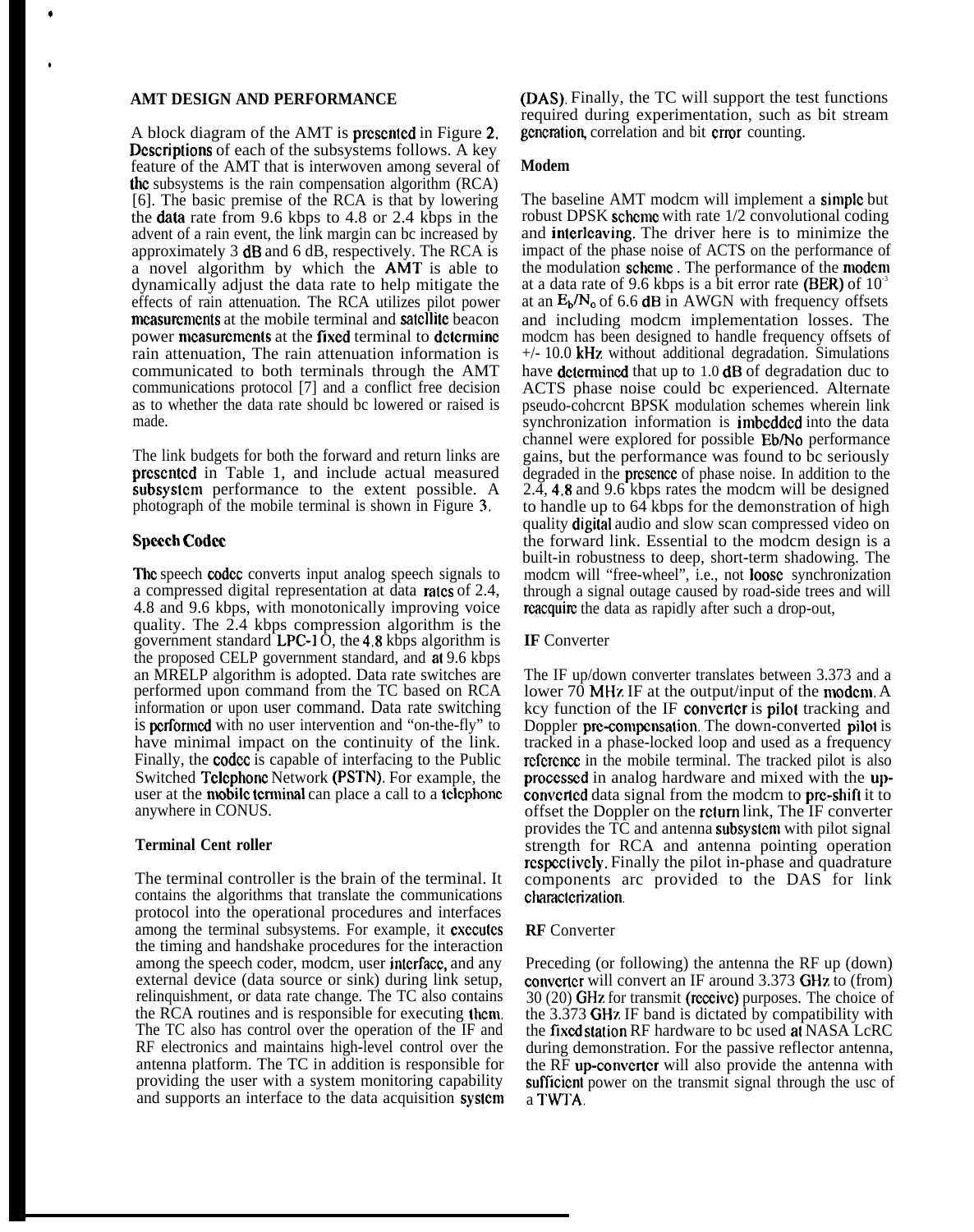## AMT DESIGN AND PERFORMANCE

A block diagram of the AMT is presented in Figure 2. Descriptions of each of the subsystems follows. A key feature of the AMT that is interwoven among several of the subsystems is the rain compensation algorithm (RCA) [6]. The basic premise of the RCA is that by lowering the data rate from 9.6 kbps to 4.8 or 2.4 kbps in the advent of a rain event, the link margin can be increased by approximately 3 dB and 6 dB, respectively. The RCA is a novel algorithm by which the AMT is able to dynamically adjust the data rate to help mitigate the effects of rain attenuation. The RCA utilizes pilot power measurements at the mobile terminal and satellite beacon power measurements at the fixed terminal to determine rain attenuation, The rain attenuation information is communicated to both terminals through the AMT communications protocol [7] and a conflict free decision as to whether the data rate should be lowered or raised is made.

The link budgets for both the forward and return links are presented in Table 1, and include actual measured subsystem performance to the extent possible. A photograph of the mobile terminal is shown in Figure 3.

### Speech Codec

The speech codec converts input analog speech signals to a compressed digital representation at data rates of 2.4, 4.8 and 9.6 kbps, with monotonically improving voice quality. The 2.4 kbps compression algorithm is the government standard LPC-10, the 4.8 kbps algorithm is the proposed CELP government standard, and at 9.6 kbps an MRELP algorithm is adopted. Data rate switches are performed upon command from the TC based on RCA information or upon user command. Data rate switching is performed with no user intervention and "on-the-fly" to have minimal impact on the continuity of the link. Finally, the codec is capable of interfacing to the Public Switched Telephone Network (PSTN). For example, the user at the mobile terminal can place a call to a telephone anywhere in CONUS.

### Terminal Controller

The terminal controller is the brain of the terminal. It contains the algorithms that translate the communications protocol into the operational procedures and interfaces among the terminal subsystems. For example, it executes the timing and handshake procedures for the interaction among the speech coder, modem, user interface, and any external device (data source or sink) during link setup, relinquishment, or data rate change. The TC also contains the RCA routines and is responsible for executing them. The TC also has control over the operation of the IF and RF electronics and maintains high-level control over the antenna platform. The TC in addition is responsible for providing the user with a system monitoring capability and supports an interface to the data acquisition system (DAS). Finally, the TC will support the test functions required during experimentation, such as bit stream generation, correlation and bit error counting.

### Modem

The baseline AMT modem will implement a simple but robust DPSK scheme with rate 1/2 convolutional coding and interleaving. The driver here is to minimize the impact of the phase noise of ACTS on the performance of the modulation scheme. The performance of the modem at a data rate of 9.6 kbps is a bit error rate (BER) of $10^{-3}$ at an $E_b/N_o$ of 6.6 dB in AWGN with frequency offsets and including modem implementation losses. The modem has been designed to handle frequency offsets of +/- 10.0 kHz without additional degradation. Simulations have determined that up to 1.0 dB of degradation due to ACTS phase noise could be experienced. Alternate pseudo-coherent BPSK modulation schemes wherein link synchronization information is imbedded into the data channel were explored for possible Eb/No performance gains, but the performance was found to be seriously degraded in the presence of phase noise. In addition to the 2.4, 4.8 and 9.6 kbps rates the modem will be designed to handle up to 64 kbps for the demonstration of high quality digital audio and slow scan compressed video on the forward link. Essential to the modem design is a built-in robustness to deep, short-term shadowing. The modem will "free-wheel", i.e., not loose synchronization through a signal outage caused by road-side trees and will reacquire the data as rapidly after such a drop-out,

### IF Converter

The IF up/down converter translates between 3.373 and a lower 70 MHz IF at the output/input of the modem. A key function of the IF converter is pilot tracking and Doppler pre-compensation. The down-converted pilot is tracked in a phase-locked loop and used as a frequency reference in the mobile terminal. The tracked pilot is also processed in analog hardware and mixed with the up-converted data signal from the modem to pre-shift it to offset the Doppler on the return link, The IF converter provides the TC and antenna subsystem with pilot signal strength for RCA and antenna pointing operation respectively. Finally the pilot in-phase and quadrature components are provided to the DAS for link characterization.

### RF Converter

Preceding (or following) the antenna the RF up (down) converter will convert an IF around 3.373 GHz to (from) 30 (20) GHz for transmit (receive) purposes. The choice of the 3.373 GHz IF band is dictated by compatibility with the fixed station RF hardware to be used at NASA LeRC during demonstration. For the passive reflector antenna, the RF up-converter will also provide the antenna with sufficient power on the transmit signal through the use of a TWTA.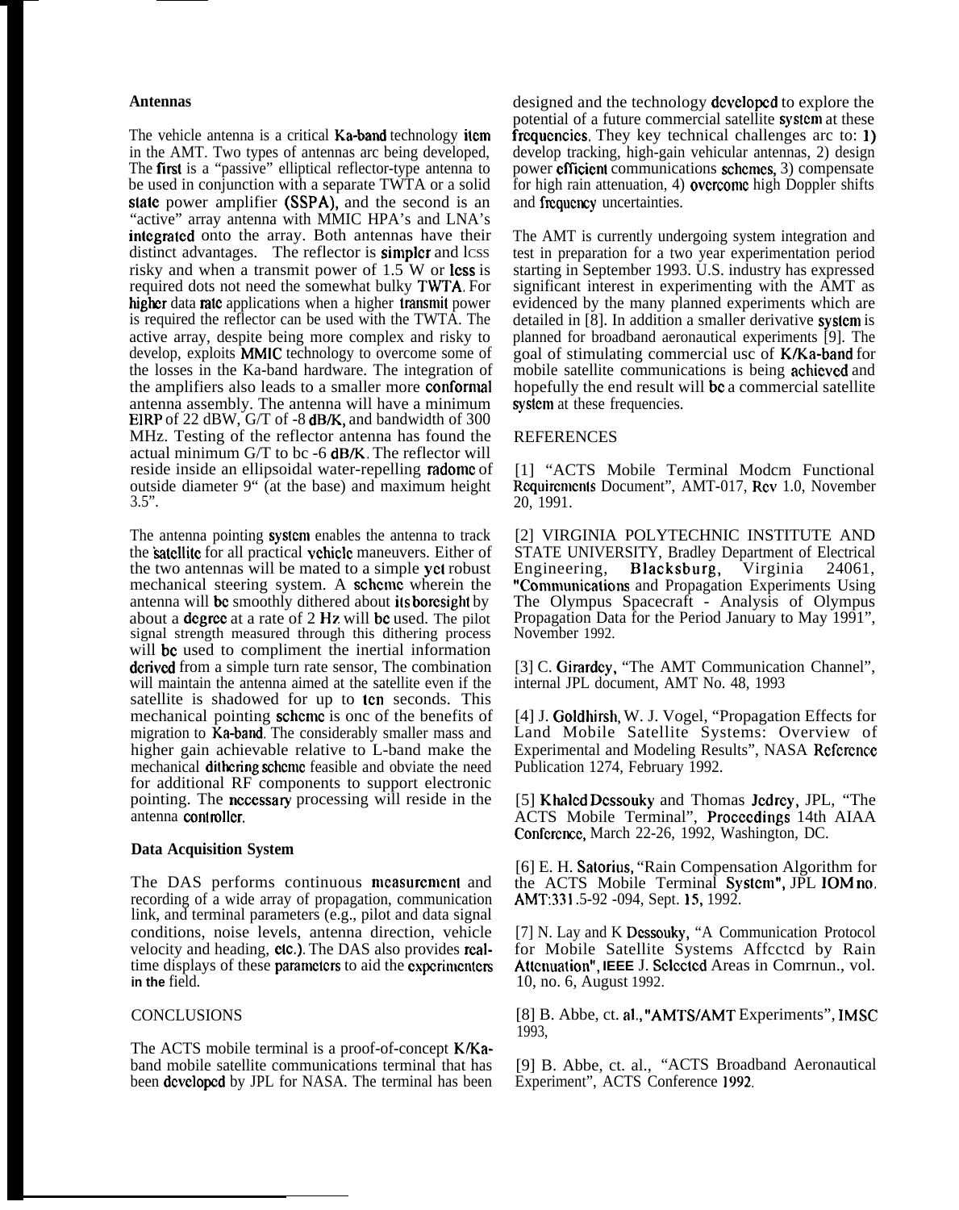### Antennas

The vehicle antenna is a critical Ka-band technology item in the AMT. Two types of antennas arc being developed, The first is a "passive" elliptical reflector-type antenna to be used in conjunction with a separate TWTA or a solid state power amplifier (SSPA), and the second is an "active" array antenna with MMIC HPA's and LNA's integrated onto the array. Both antennas have their distinct advantages. The reflector is simpler and lcss risky and when a transmit power of 1.5 W or less is required dots not need the somewhat bulky TWTA. For higher data rate applications when a higher transmit power is required the reflector can be used with the TWTA. The active array, despite being more complex and risky to develop, exploits MMIC technology to overcome some of the losses in the Ka-band hardware. The integration of the amplifiers also leads to a smaller more conformal antenna assembly. The antenna will have a minimum EIRP of 22 dBW, G/T of -8 dB/K, and bandwidth of 300 MHz. Testing of the reflector antenna has found the actual minimum G/T to bc -6 dB/K. The reflector will reside inside an ellipsoidal water-repelling radome of outside diameter 9" (at the base) and maximum height 3.5".

The antenna pointing system enables the antenna to track the satellite for all practical vehicle maneuvers. Either of the two antennas will be mated to a simple yet robust mechanical steering system. A scheme wherein the antenna will bc smoothly dithered about its boresight by about a degree at a rate of 2 Hz will bc used. The pilot signal strength measured through this dithering process will bc used to compliment the inertial information derived from a simple turn rate sensor, The combination will maintain the antenna aimed at the satellite even if the satellite is shadowed for up to ten seconds. This mechanical pointing scheme is onc of the benefits of migration to Ka-band. The considerably smaller mass and higher gain achievable relative to L-band make the mechanical dithering scheme feasible and obviate the need for additional RF components to support electronic pointing. The necessary processing will reside in the antenna controller.

### Data Acquisition System

The DAS performs continuous measurement and recording of a wide array of propagation, communication link, and terminal parameters (e.g., pilot and data signal conditions, noise levels, antenna direction, vehicle velocity and heading, etc.). The DAS also provides real-time displays of these parameters to aid the experimenters in the field.

## CONCLUSIONS

The ACTS mobile terminal is a proof-of-concept K/Ka-band mobile satellite communications terminal that has been developed by JPL for NASA. The terminal has been designed and the technology developed to explore the potential of a future commercial satellite system at these frequencies. They key technical challenges arc to: 1) develop tracking, high-gain vehicular antennas, 2) design power efficient communications schemes, 3) compensate for high rain attenuation, 4) overcome high Doppler shifts and frequency uncertainties.

The AMT is currently undergoing system integration and test in preparation for a two year experimentation period starting in September 1993. U.S. industry has expressed significant interest in experimenting with the AMT as evidenced by the many planned experiments which are detailed in [8]. In addition a smaller derivative system is planned for broadband aeronautical experiments [9]. The goal of stimulating commercial usc of K/Ka-band for mobile satellite communications is being achieved and hopefully the end result will bc a commercial satellite system at these frequencies.

## REFERENCES

[1] "ACTS Mobile Terminal Modcm Functional Requirements Document", AMT-017, Rev 1.0, November 20, 1991.

[2] VIRGINIA POLYTECHNIC INSTITUTE AND STATE UNIVERSITY, Bradley Department of Electrical Engineering, Blacksburg, Virginia 24061, "Communications and Propagation Experiments Using The Olympus Spacecraft - Analysis of Olympus Propagation Data for the Period January to May 1991", November 1992.

[3] C. Girardey, "The AMT Communication Channel", internal JPL document, AMT No. 48, 1993

[4] J. Goldhirsh, W. J. Vogel, "Propagation Effects for Land Mobile Satellite Systems: Overview of Experimental and Modeling Results", NASA Reference Publication 1274, February 1992.

[5] Khaled Dessouky and Thomas Jedrey, JPL, "The ACTS Mobile Terminal", Proceedings 14th AIAA Conference, March 22-26, 1992, Washington, DC.

[6] E. H. Satorius, "Rain Compensation Algorithm for the ACTS Mobile Terminal System", JPL IOM no. AMT:331.5-92 -094, Sept. 15, 1992.

[7] N. Lay and K Dessouky, "A Communication Protocol for Mobile Satellite Systems Affcctcd by Rain Attenuation", IEEE J. Selected Areas in Comrnun., vol. 10, no. 6, August 1992.

[8] B. Abbe, ct. al., "AMTS/AMT Experiments", IMSC 1993,

[9] B. Abbe, ct. al., "ACTS Broadband Aeronautical Experiment", ACTS Conference 1992.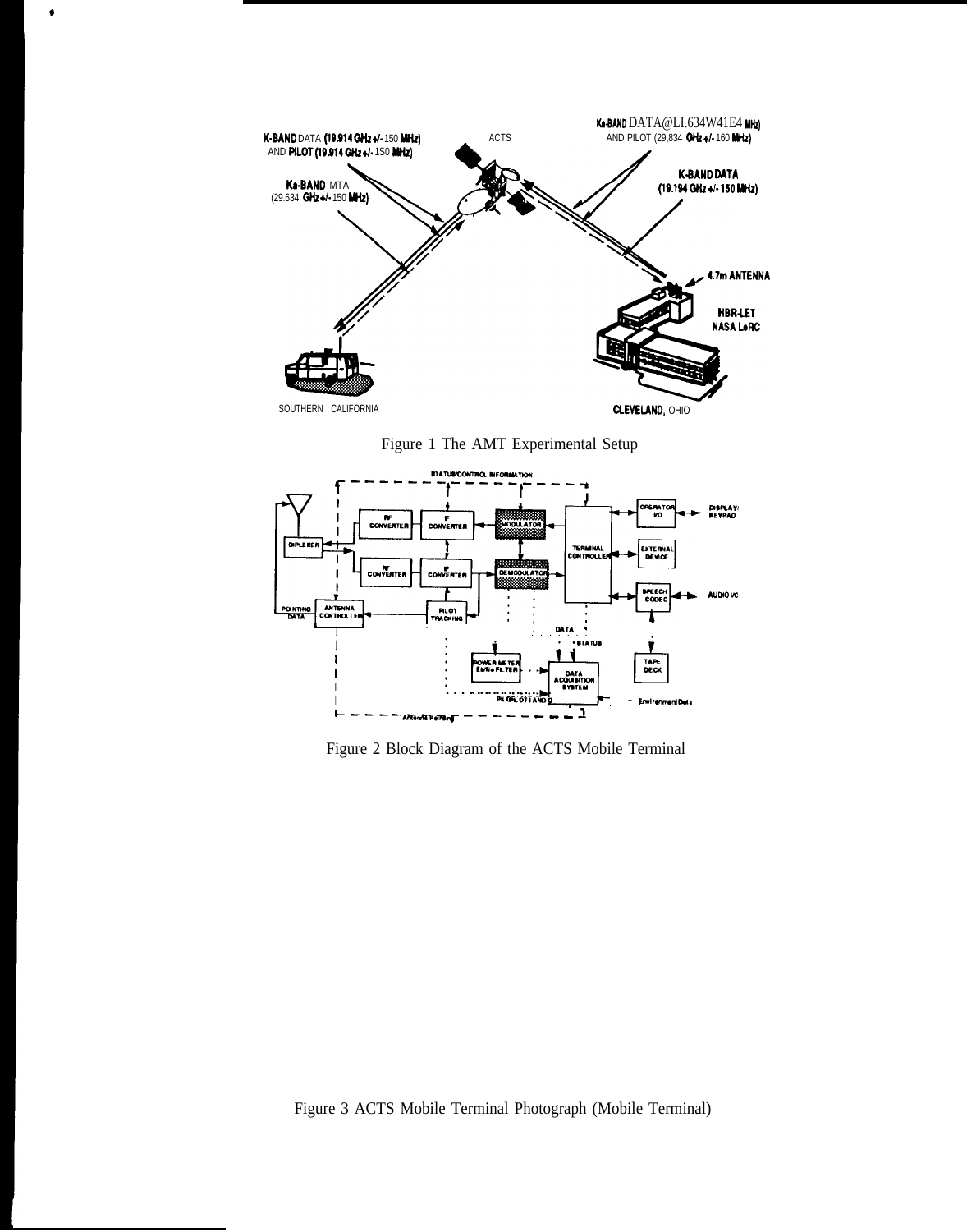Figure 1 The AMT Experimental Setup

Figure 2 Block Diagram of the ACTS Mobile Terminal

Figure 3 ACTS Mobile Terminal Photograph (Mobile Terminal)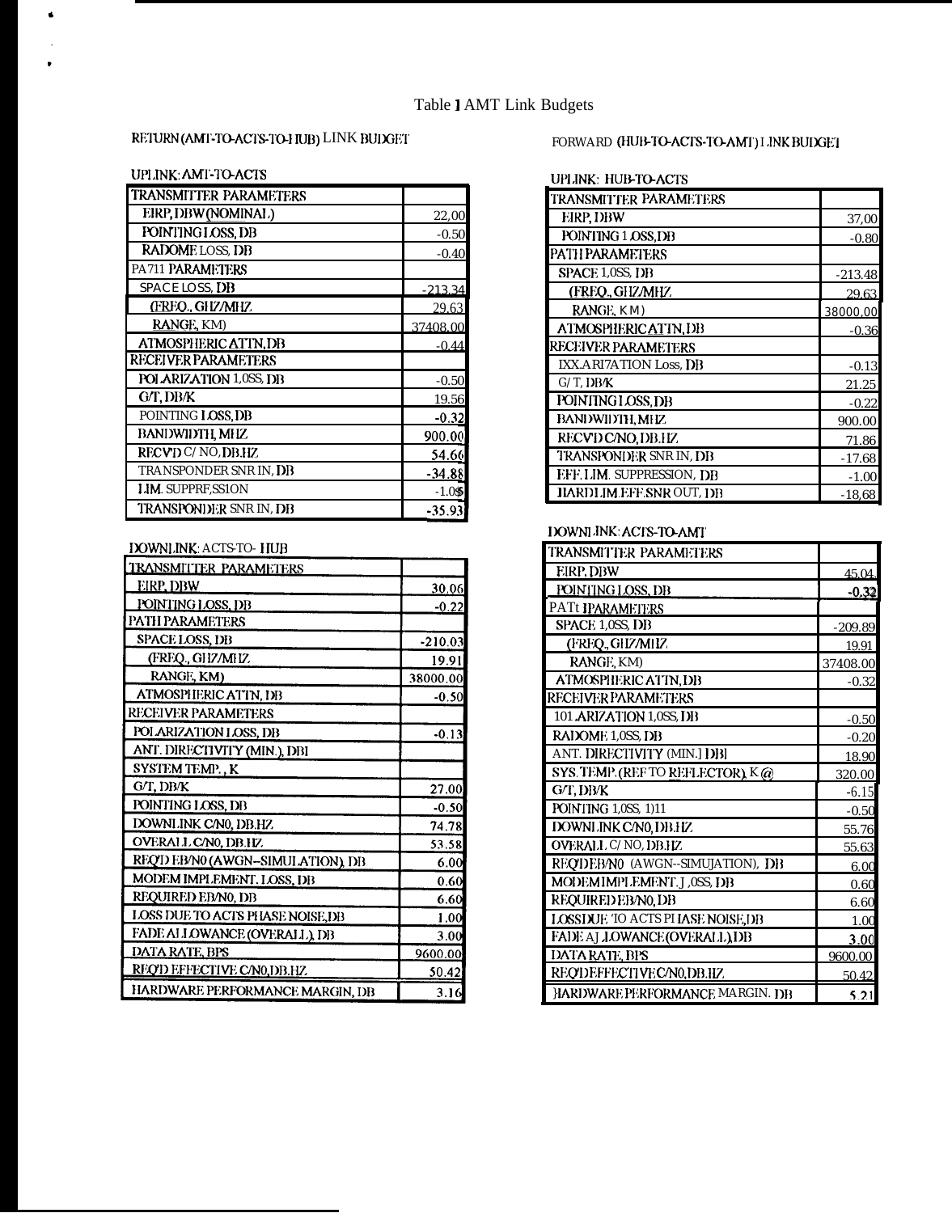Table 1 AMT Link Budgets

## RETURN (AMT-TO-ACTS-TO-HUB) LINK BUDGET

UPLINK: AMT-TO-ACTS

| | |
|---|---|
| TRANSMITTER PARAMETERS | |
| EIRP, DBW (NOMINAL) | 22.00 |
| POINTING LOSS, DB | -0.50 |
| RADOME LOSS, DB | -0.40 |
| PATH PARAMETERS | |
| SPACE LOSS, DB | -213.34 |
| (FREQ., GHZ/MHZ | 29.63 |
| RANGE, KM) | 37408.00 |
| ATMOSPHERIC ATTN, DB | -0.44 |
| RECEIVER PARAMETERS | |
| POLARIZATION LOSS, DB | -0.50 |
| G/T, DB/K | 19.56 |
| POINTING LOSS, DB | -0.32 |
| BANDWIDTH, MHZ | 900.00 |
| RECVD C/NO, DB.HZ | 54.66 |
| TRANSPONDER SNR IN, DB | -34.88 |
| LIM. SUPPRESSION | -1.05 |
| TRANSPONDER SNR IN, DB | -35.93 |

DOWNLINK: ACTS-TO-HUB

| | |
|---|---|
| TRANSMITTER PARAMETERS | |
| EIRP, DBW | 30.06 |
| POINTING LOSS, DB | -0.22 |
| PATH PARAMETERS | |
| SPACE LOSS, DB | -210.03 |
| (FREQ., GHZ/MHZ | 19.91 |
| RANGE, KM) | 38000.00 |
| ATMOSPHERIC ATTN, DB | -0.50 |
| RECEIVER PARAMETERS | |
| POLARIZATION LOSS, DB | -0.13 |
| ANT. DIRECTIVITY (MIN.), DBI | |
| SYSTEM TEMP., K | |
| G/T, DB/K | 27.00 |
| POINTING LOSS, DB | -0.50 |
| DOWNLINK C/N0, DB.HZ | 74.78 |
| OVERALL C/N0, DB.HZ | 53.58 |
| REQ'D EB/N0 (AWGN--SIMULATION), DB | 6.00 |
| MODEM IMPLEMENT. LOSS, DB | 0.60 |
| REQUIRED EB/N0, DB | 6.60 |
| LOSS DUE TO ACTS PHASE NOISE, DB | 1.00 |
| FADE ALLOWANCE (OVERALL), DB | 3.00 |
| DATA RATE, BPS | 9600.00 |
| REQ'D EFFECTIVE C/N0, DB.HZ | 50.42 |
| HARDWARE PERFORMANCE MARGIN, DB | 3.16 |

## FORWARD (HUB-TO-ACTS-TO-AMT) LINK BUDGET

UPLINK: HUB-TO-ACTS

| | |
|---|---|
| TRANSMITTER PARAMETERS | |
| EIRP, DBW | 37.00 |
| POINTING LOSS, DB | -0.80 |
| PATH PARAMETERS | |
| SPACE LOSS, DB | -213.48 |
| (FREQ., GHZ/MHZ | 29.63 |
| RANGE, KM) | 38000.00 |
| ATMOSPHERIC ATTN, DB | -0.36 |
| RECEIVER PARAMETERS | |
| POLARIZATION Loss, DB | -0.13 |
| G/T, DB/K | 21.25 |
| POINTING LOSS, DB | -0.22 |
| BANDWIDTH, MHZ | 900.00 |
| RECVD C/NO, DB.HZ | 71.86 |
| TRANSPONDER SNR IN, DB | -17.68 |
| EFF. LIM. SUPPRESSION, DB | -1.00 |
| HARDLIM.EFF.SNR OUT, DB | -18.68 |

DOWNLINK: ACTS-TO-AMT

| | |
|---|---|
| TRANSMITTER PARAMETERS | |
| EIRP, DBW | 45.04 |
| POINTING LOSS, DB | -0.32 |
| PATH PARAMETERS | |
| SPACE LOSS, DB | -209.89 |
| (FREQ., GHZ/MHZ | 19.91 |
| RANGE, KM) | 37408.00 |
| ATMOSPHERIC ATTN, DB | -0.32 |
| RECEIVER PARAMETERS | |
| POLARIZATION LOSS, DB | -0.50 |
| RADOME LOSS, DB | -0.20 |
| ANT. DIRECTIVITY (MIN.) DBI | 18.90 |
| SYS. TEMP. (REF TO REFLECTOR), K @ | 320.00 |
| G/T, DB/K | -6.15 |
| POINTING LOSS, DB | -0.50 |
| DOWNLINK C/N0, DB.HZ | 55.76 |
| OVERALL C/NO, DB.HZ | 55.63 |
| REQ'D EB/N0 (AWGN--SIMULATION), DB | 6.00 |
| MODEM IMPLEMENT. LOSS, DB | 0.60 |
| REQUIRED EB/N0, DB | 6.60 |
| LOSS DUE TO ACTS PHASE NOISE, DB | 1.00 |
| FADE ALLOWANCE (OVERALL), DB | 3.00 |
| DATA RATE, BPS | 9600.00 |
| REQ'D EFFECTIVE C/N0, DB.HZ | 50.42 |
| HARDWARE PERFORMANCE MARGIN, DB | 5.21 |